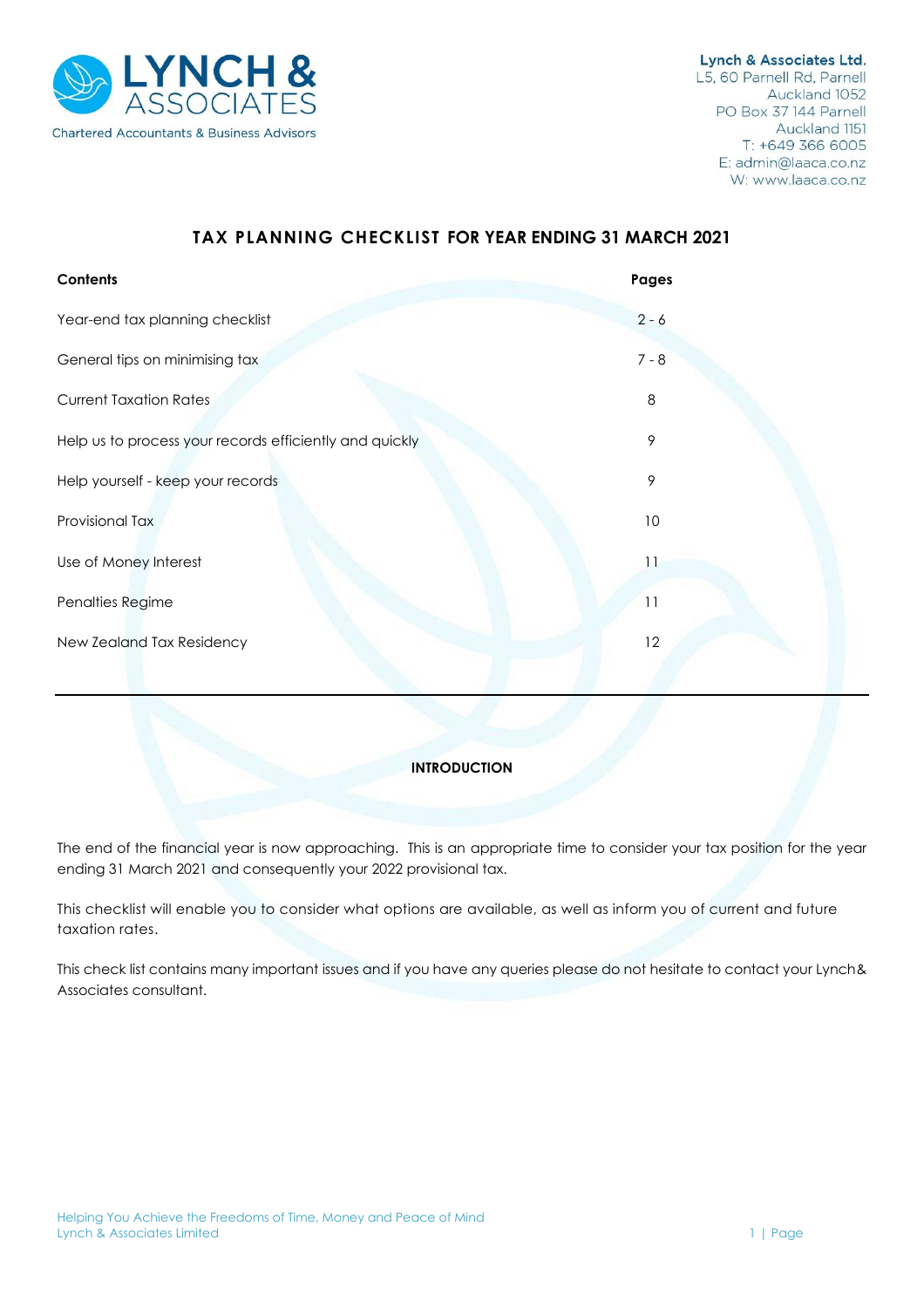**Lynch & Associates Ltd.**
L5, 60 Parnell Rd, Parnell
Auckland 1052
PO Box 37 144 Parnell
Auckland 1151
T: +649 366 6005
E: admin@laaca.co.nz
W: www.laaca.co.nz

# TAX PLANNING CHECKLIST FOR YEAR ENDING 31 MARCH 2021

| Contents | Pages |
|---|---|
| Year-end tax planning checklist | 2 - 6 |
| General tips on minimising tax | 7 - 8 |
| Current Taxation Rates | 8 |
| Help us to process your records efficiently and quickly | 9 |
| Help yourself - keep your records | 9 |
| Provisional Tax | 10 |
| Use of Money Interest | 11 |
| Penalties Regime | 11 |
| New Zealand Tax Residency | 12 |

---

## INTRODUCTION

The end of the financial year is now approaching. This is an appropriate time to consider your tax position for the year ending 31 March 2021 and consequently your 2022 provisional tax.

This checklist will enable you to consider what options are available, as well as inform you of current and future taxation rates.

This check list contains many important issues and if you have any queries please do not hesitate to contact your Lynch& Associates consultant.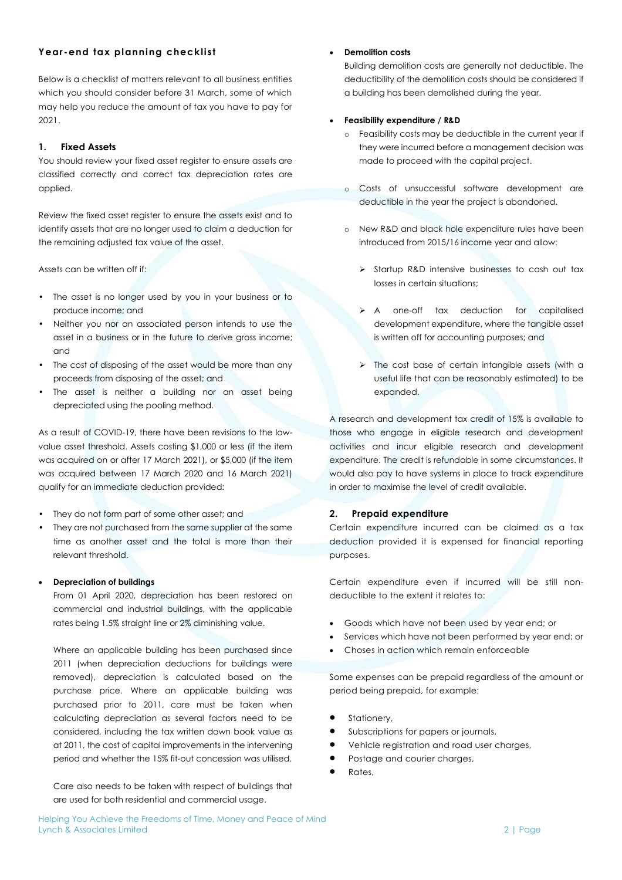## Year-end tax planning checklist

Below is a checklist of matters relevant to all business entities which you should consider before 31 March, some of which may help you reduce the amount of tax you have to pay for 2021.

### 1. Fixed Assets

You should review your fixed asset register to ensure assets are classified correctly and correct tax depreciation rates are applied.

Review the fixed asset register to ensure the assets exist and to identify assets that are no longer used to claim a deduction for the remaining adjusted tax value of the asset.

Assets can be written off if:

- The asset is no longer used by you in your business or to produce income; and
- Neither you nor an associated person intends to use the asset in a business or in the future to derive gross income; and
- The cost of disposing of the asset would be more than any proceeds from disposing of the asset; and
- The asset is neither a building nor an asset being depreciated using the pooling method.

As a result of COVID-19, there have been revisions to the low-value asset threshold. Assets costing $1,000 or less (if the item was acquired on or after 17 March 2021), or $5,000 (if the item was acquired between 17 March 2020 and 16 March 2021) qualify for an immediate deduction provided:

- They do not form part of some other asset; and
- They are not purchased from the same supplier at the same time as another asset and the total is more than their relevant threshold.

- **Depreciation of buildings**

  From 01 April 2020, depreciation has been restored on commercial and industrial buildings, with the applicable rates being 1.5% straight line or 2% diminishing value.

  Where an applicable building has been purchased since 2011 (when depreciation deductions for buildings were removed), depreciation is calculated based on the purchase price. Where an applicable building was purchased prior to 2011, care must be taken when calculating depreciation as several factors need to be considered, including the tax written down book value as at 2011, the cost of capital improvements in the intervening period and whether the 15% fit-out concession was utilised.

  Care also needs to be taken with respect of buildings that are used for both residential and commercial usage.

- **Demolition costs**

  Building demolition costs are generally not deductible. The deductibility of the demolition costs should be considered if a building has been demolished during the year.

- **Feasibility expenditure / R&D**
  - Feasibility costs may be deductible in the current year if they were incurred before a management decision was made to proceed with the capital project.
  - Costs of unsuccessful software development are deductible in the year the project is abandoned.
  - New R&D and black hole expenditure rules have been introduced from 2015/16 income year and allow:
    - Startup R&D intensive businesses to cash out tax losses in certain situations;
    - A one-off tax deduction for capitalised development expenditure, where the tangible asset is written off for accounting purposes; and
    - The cost base of certain intangible assets (with a useful life that can be reasonably estimated) to be expanded.

A research and development tax credit of 15% is available to those who engage in eligible research and development activities and incur eligible research and development expenditure. The credit is refundable in some circumstances. It would also pay to have systems in place to track expenditure in order to maximise the level of credit available.

### 2. Prepaid expenditure

Certain expenditure incurred can be claimed as a tax deduction provided it is expensed for financial reporting purposes.

Certain expenditure even if incurred will be still non-deductible to the extent it relates to:

- Goods which have not been used by year end; or
- Services which have not been performed by year end; or
- Choses in action which remain enforceable

Some expenses can be prepaid regardless of the amount or period being prepaid, for example:

- Stationery,
- Subscriptions for papers or journals,
- Vehicle registration and road user charges,
- Postage and courier charges,
- Rates,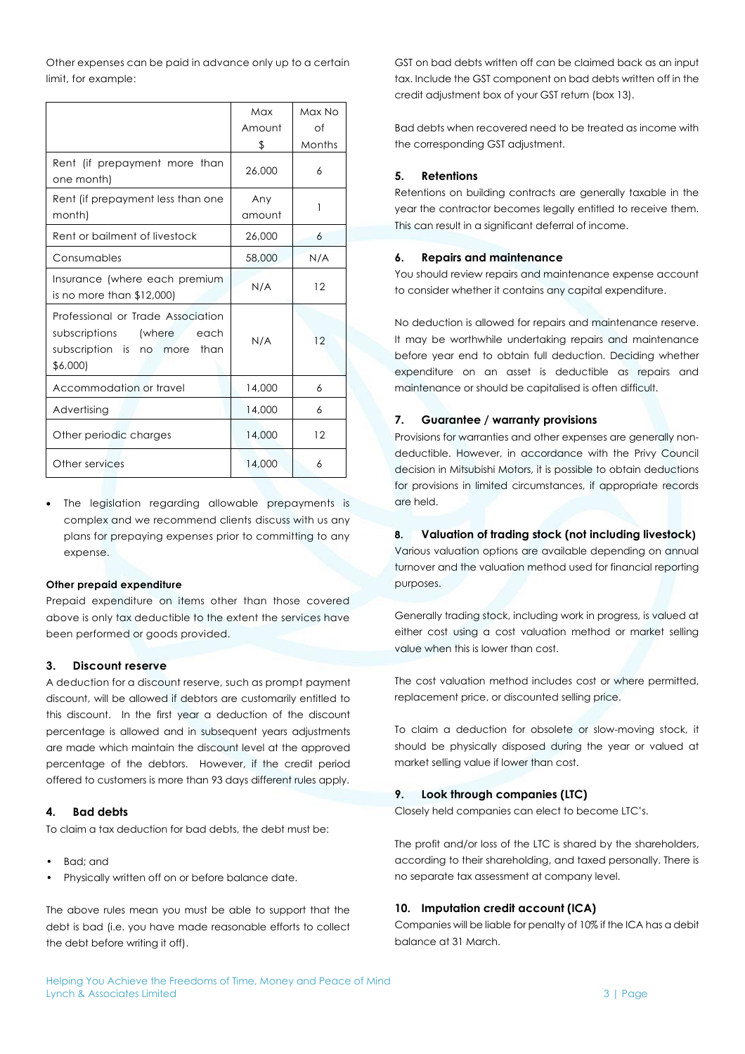Other expenses can be paid in advance only up to a certain limit, for example:

| | Max Amount $ | Max No of Months |
|---|---|---|
| Rent (if prepayment more than one month) | 26,000 | 6 |
| Rent (if prepayment less than one month) | Any amount | 1 |
| Rent or bailment of livestock | 26,000 | 6 |
| Consumables | 58,000 | N/A |
| Insurance (where each premium is no more than $12,000) | N/A | 12 |
| Professional or Trade Association subscriptions (where each subscription is no more than $6,000) | N/A | 12 |
| Accommodation or travel | 14,000 | 6 |
| Advertising | 14,000 | 6 |
| Other periodic charges | 14,000 | 12 |
| Other services | 14,000 | 6 |

- The legislation regarding allowable prepayments is complex and we recommend clients discuss with us any plans for prepaying expenses prior to committing to any expense.

**Other prepaid expenditure**

Prepaid expenditure on items other than those covered above is only tax deductible to the extent the services have been performed or goods provided.

### 3. Discount reserve

A deduction for a discount reserve, such as prompt payment discount, will be allowed if debtors are customarily entitled to this discount. In the first year a deduction of the discount percentage is allowed and in subsequent years adjustments are made which maintain the discount level at the approved percentage of the debtors. However, if the credit period offered to customers is more than 93 days different rules apply.

### 4. Bad debts

To claim a tax deduction for bad debts, the debt must be:

- Bad; and
- Physically written off on or before balance date.

The above rules mean you must be able to support that the debt is bad (i.e. you have made reasonable efforts to collect the debt before writing it off).

GST on bad debts written off can be claimed back as an input tax. Include the GST component on bad debts written off in the credit adjustment box of your GST return (box 13).

Bad debts when recovered need to be treated as income with the corresponding GST adjustment.

### 5. Retentions

Retentions on building contracts are generally taxable in the year the contractor becomes legally entitled to receive them. This can result in a significant deferral of income.

### 6. Repairs and maintenance

You should review repairs and maintenance expense account to consider whether it contains any capital expenditure.

No deduction is allowed for repairs and maintenance reserve. It may be worthwhile undertaking repairs and maintenance before year end to obtain full deduction. Deciding whether expenditure on an asset is deductible as repairs and maintenance or should be capitalised is often difficult.

### 7. Guarantee / warranty provisions

Provisions for warranties and other expenses are generally non-deductible. However, in accordance with the Privy Council decision in Mitsubishi Motors, it is possible to obtain deductions for provisions in limited circumstances, if appropriate records are held.

### 8. Valuation of trading stock (not including livestock)

Various valuation options are available depending on annual turnover and the valuation method used for financial reporting purposes.

Generally trading stock, including work in progress, is valued at either cost using a cost valuation method or market selling value when this is lower than cost.

The cost valuation method includes cost or where permitted, replacement price, or discounted selling price.

To claim a deduction for obsolete or slow-moving stock, it should be physically disposed during the year or valued at market selling value if lower than cost.

### 9. Look through companies (LTC)

Closely held companies can elect to become LTC's.

The profit and/or loss of the LTC is shared by the shareholders, according to their shareholding, and taxed personally. There is no separate tax assessment at company level.

### 10. Imputation credit account (ICA)

Companies will be liable for penalty of 10% if the ICA has a debit balance at 31 March.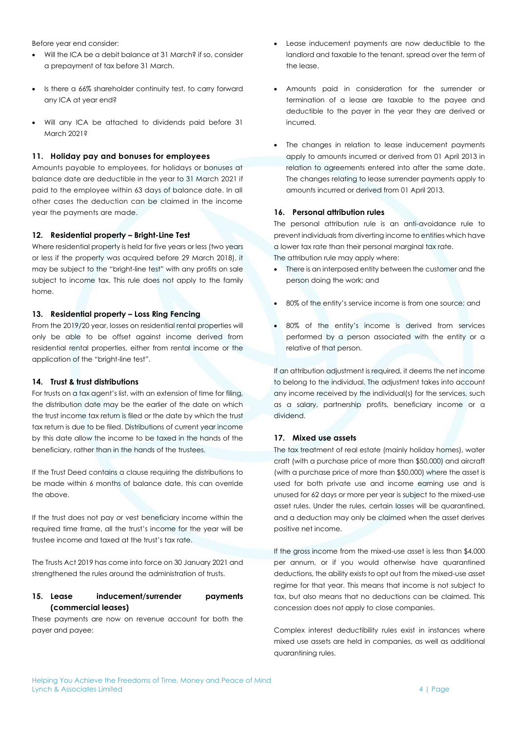Before year end consider:

- Will the ICA be a debit balance at 31 March? if so, consider a prepayment of tax before 31 March.
- Is there a 66% shareholder continuity test, to carry forward any ICA at year end?
- Will any ICA be attached to dividends paid before 31 March 2021?

### 11. Holiday pay and bonuses for employees

Amounts payable to employees, for holidays or bonuses at balance date are deductible in the year to 31 March 2021 if paid to the employee within 63 days of balance date. In all other cases the deduction can be claimed in the income year the payments are made.

### 12. Residential property – Bright-Line Test

Where residential property is held for five years or less (two years or less if the property was acquired before 29 March 2018), it may be subject to the "bright-line test" with any profits on sale subject to income tax. This rule does not apply to the family home.

### 13. Residential property – Loss Ring Fencing

From the 2019/20 year, losses on residential rental properties will only be able to be offset against income derived from residential rental properties, either from rental income or the application of the "bright-line test".

### 14. Trust & trust distributions

For trusts on a tax agent's list, with an extension of time for filing, the distribution date may be the earlier of the date on which the trust income tax return is filed or the date by which the trust tax return is due to be filed. Distributions of current year income by this date allow the income to be taxed in the hands of the beneficiary, rather than in the hands of the trustees.

If the Trust Deed contains a clause requiring the distributions to be made within 6 months of balance date, this can override the above.

If the trust does not pay or vest beneficiary income within the required time frame, all the trust's income for the year will be trustee income and taxed at the trust's tax rate.

The Trusts Act 2019 has come into force on 30 January 2021 and strengthened the rules around the administration of trusts.

### 15. Lease inducement/surrender payments (commercial leases)

These payments are now on revenue account for both the payer and payee:

- Lease inducement payments are now deductible to the landlord and taxable to the tenant, spread over the term of the lease.
- Amounts paid in consideration for the surrender or termination of a lease are taxable to the payee and deductible to the payer in the year they are derived or incurred.
- The changes in relation to lease inducement payments apply to amounts incurred or derived from 01 April 2013 in relation to agreements entered into after the same date. The changes relating to lease surrender payments apply to amounts incurred or derived from 01 April 2013.

### 16. Personal attribution rules

The personal attribution rule is an anti-avoidance rule to prevent individuals from diverting income to entities which have a lower tax rate than their personal marginal tax rate.
The attribution rule may apply where:

- There is an interposed entity between the customer and the person doing the work; and
- 80% of the entity's service income is from one source; and
- 80% of the entity's income is derived from services performed by a person associated with the entity or a relative of that person.

If an attribution adjustment is required, it deems the net income to belong to the individual. The adjustment takes into account any income received by the individual(s) for the services, such as a salary, partnership profits, beneficiary income or a dividend.

### 17. Mixed use assets

The tax treatment of real estate (mainly holiday homes), water craft (with a purchase price of more than $50,000) and aircraft (with a purchase price of more than $50,000) where the asset is used for both private use and income earning use and is unused for 62 days or more per year is subject to the mixed-use asset rules. Under the rules, certain losses will be quarantined, and a deduction may only be claimed when the asset derives positive net income.

If the gross income from the mixed-use asset is less than $4,000 per annum, or if you would otherwise have quarantined deductions, the ability exists to opt out from the mixed-use asset regime for that year. This means that income is not subject to tax, but also means that no deductions can be claimed. This concession does not apply to close companies.

Complex interest deductibility rules exist in instances where mixed use assets are held in companies, as well as additional quarantining rules.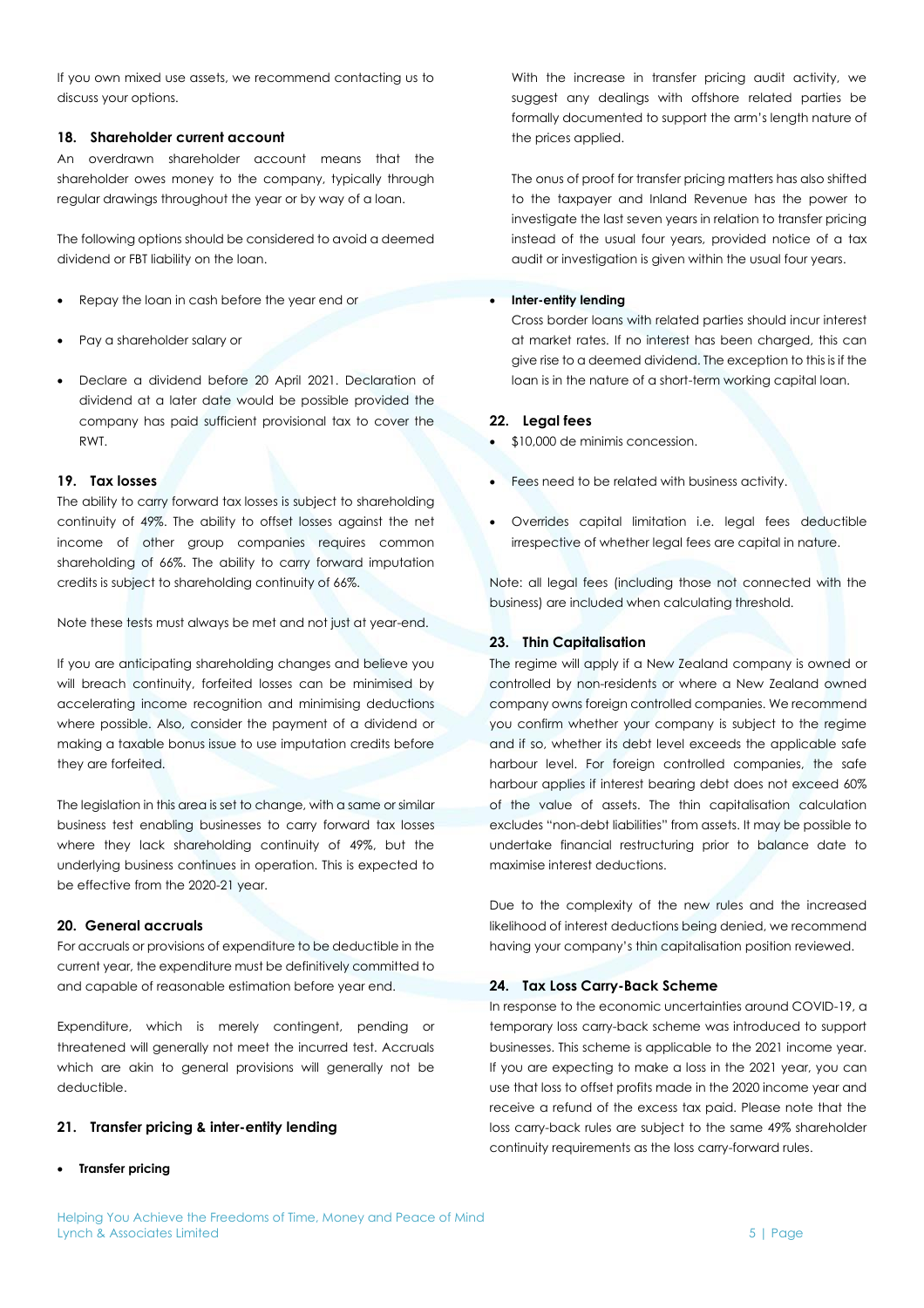If you own mixed use assets, we recommend contacting us to discuss your options.

## 18. Shareholder current account

An overdrawn shareholder account means that the shareholder owes money to the company, typically through regular drawings throughout the year or by way of a loan.

The following options should be considered to avoid a deemed dividend or FBT liability on the loan.

- Repay the loan in cash before the year end or
- Pay a shareholder salary or
- Declare a dividend before 20 April 2021. Declaration of dividend at a later date would be possible provided the company has paid sufficient provisional tax to cover the RWT.

## 19. Tax losses

The ability to carry forward tax losses is subject to shareholding continuity of 49%. The ability to offset losses against the net income of other group companies requires common shareholding of 66%. The ability to carry forward imputation credits is subject to shareholding continuity of 66%.

Note these tests must always be met and not just at year-end.

If you are anticipating shareholding changes and believe you will breach continuity, forfeited losses can be minimised by accelerating income recognition and minimising deductions where possible. Also, consider the payment of a dividend or making a taxable bonus issue to use imputation credits before they are forfeited.

The legislation in this area is set to change, with a same or similar business test enabling businesses to carry forward tax losses where they lack shareholding continuity of 49%, but the underlying business continues in operation. This is expected to be effective from the 2020-21 year.

## 20. General accruals

For accruals or provisions of expenditure to be deductible in the current year, the expenditure must be definitively committed to and capable of reasonable estimation before year end.

Expenditure, which is merely contingent, pending or threatened will generally not meet the incurred test. Accruals which are akin to general provisions will generally not be deductible.

## 21. Transfer pricing & inter-entity lending

- **Transfer pricing**

  With the increase in transfer pricing audit activity, we suggest any dealings with offshore related parties be formally documented to support the arm's length nature of the prices applied.

  The onus of proof for transfer pricing matters has also shifted to the taxpayer and Inland Revenue has the power to investigate the last seven years in relation to transfer pricing instead of the usual four years, provided notice of a tax audit or investigation is given within the usual four years.

- **Inter-entity lending**

  Cross border loans with related parties should incur interest at market rates. If no interest has been charged, this can give rise to a deemed dividend. The exception to this is if the loan is in the nature of a short-term working capital loan.

## 22. Legal fees

- \$10,000 de minimis concession.
- Fees need to be related with business activity.
- Overrides capital limitation i.e. legal fees deductible irrespective of whether legal fees are capital in nature.

Note: all legal fees (including those not connected with the business) are included when calculating threshold.

## 23. Thin Capitalisation

The regime will apply if a New Zealand company is owned or controlled by non-residents or where a New Zealand owned company owns foreign controlled companies. We recommend you confirm whether your company is subject to the regime and if so, whether its debt level exceeds the applicable safe harbour level. For foreign controlled companies, the safe harbour applies if interest bearing debt does not exceed 60% of the value of assets. The thin capitalisation calculation excludes "non-debt liabilities" from assets. It may be possible to undertake financial restructuring prior to balance date to maximise interest deductions.

Due to the complexity of the new rules and the increased likelihood of interest deductions being denied, we recommend having your company's thin capitalisation position reviewed.

## 24. Tax Loss Carry-Back Scheme

In response to the economic uncertainties around COVID-19, a temporary loss carry-back scheme was introduced to support businesses. This scheme is applicable to the 2021 income year. If you are expecting to make a loss in the 2021 year, you can use that loss to offset profits made in the 2020 income year and receive a refund of the excess tax paid. Please note that the loss carry-back rules are subject to the same 49% shareholder continuity requirements as the loss carry-forward rules.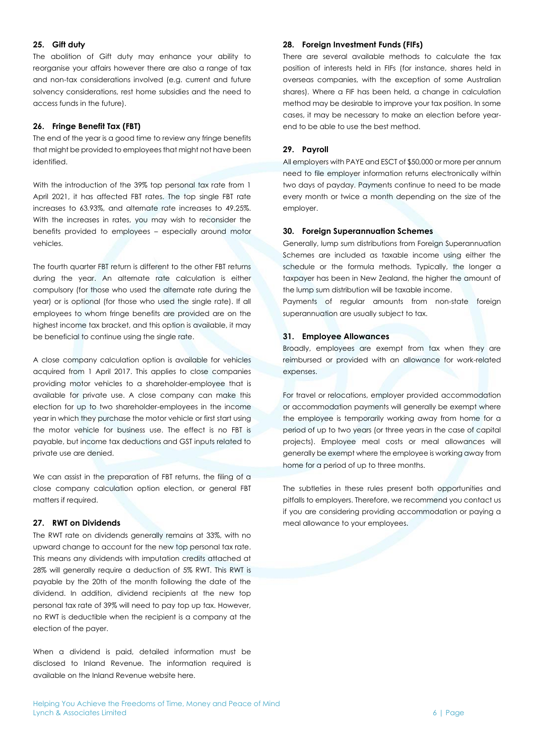## 25. Gift duty

The abolition of Gift duty may enhance your ability to reorganise your affairs however there are also a range of tax and non-tax considerations involved (e.g. current and future solvency considerations, rest home subsidies and the need to access funds in the future).

## 26. Fringe Benefit Tax (FBT)

The end of the year is a good time to review any fringe benefits that might be provided to employees that might not have been identified.

With the introduction of the 39% top personal tax rate from 1 April 2021, it has affected FBT rates. The top single FBT rate increases to 63.93%, and alternate rate increases to 49.25%. With the increases in rates, you may wish to reconsider the benefits provided to employees – especially around motor vehicles.

The fourth quarter FBT return is different to the other FBT returns during the year. An alternate rate calculation is either compulsory (for those who used the alternate rate during the year) or is optional (for those who used the single rate). If all employees to whom fringe benefits are provided are on the highest income tax bracket, and this option is available, it may be beneficial to continue using the single rate.

A close company calculation option is available for vehicles acquired from 1 April 2017. This applies to close companies providing motor vehicles to a shareholder-employee that is available for private use. A close company can make this election for up to two shareholder-employees in the income year in which they purchase the motor vehicle or first start using the motor vehicle for business use. The effect is no FBT is payable, but income tax deductions and GST inputs related to private use are denied.

We can assist in the preparation of FBT returns, the filing of a close company calculation option election, or general FBT matters if required.

## 27. RWT on Dividends

The RWT rate on dividends generally remains at 33%, with no upward change to account for the new top personal tax rate. This means any dividends with imputation credits attached at 28% will generally require a deduction of 5% RWT. This RWT is payable by the 20th of the month following the date of the dividend. In addition, dividend recipients at the new top personal tax rate of 39% will need to pay top up tax. However, no RWT is deductible when the recipient is a company at the election of the payer.

When a dividend is paid, detailed information must be disclosed to Inland Revenue. The information required is available on the Inland Revenue website here.

## 28. Foreign Investment Funds (FIFs)

There are several available methods to calculate the tax position of interests held in FIFs (for instance, shares held in overseas companies, with the exception of some Australian shares). Where a FIF has been held, a change in calculation method may be desirable to improve your tax position. In some cases, it may be necessary to make an election before year-end to be able to use the best method.

## 29. Payroll

All employers with PAYE and ESCT of $50,000 or more per annum need to file employer information returns electronically within two days of payday. Payments continue to need to be made every month or twice a month depending on the size of the employer.

## 30. Foreign Superannuation Schemes

Generally, lump sum distributions from Foreign Superannuation Schemes are included as taxable income using either the schedule or the formula methods. Typically, the longer a taxpayer has been in New Zealand, the higher the amount of the lump sum distribution will be taxable income.

Payments of regular amounts from non-state foreign superannuation are usually subject to tax.

## 31. Employee Allowances

Broadly, employees are exempt from tax when they are reimbursed or provided with an allowance for work-related expenses.

For travel or relocations, employer provided accommodation or accommodation payments will generally be exempt where the employee is temporarily working away from home for a period of up to two years (or three years in the case of capital projects). Employee meal costs or meal allowances will generally be exempt where the employee is working away from home for a period of up to three months.

The subtleties in these rules present both opportunities and pitfalls to employers. Therefore, we recommend you contact us if you are considering providing accommodation or paying a meal allowance to your employees.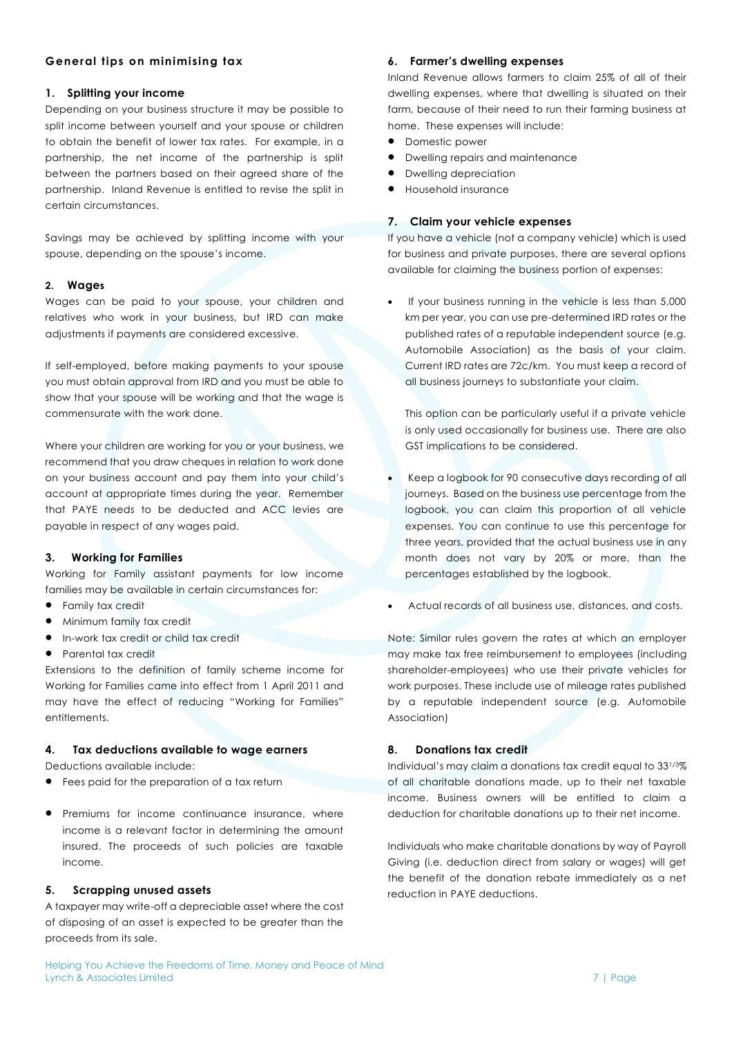## General tips on minimising tax

### 1. Splitting your income

Depending on your business structure it may be possible to split income between yourself and your spouse or children to obtain the benefit of lower tax rates. For example, in a partnership, the net income of the partnership is split between the partners based on their agreed share of the partnership. Inland Revenue is entitled to revise the split in certain circumstances.

Savings may be achieved by splitting income with your spouse, depending on the spouse's income.

### 2. Wages

Wages can be paid to your spouse, your children and relatives who work in your business, but IRD can make adjustments if payments are considered excessive.

If self-employed, before making payments to your spouse you must obtain approval from IRD and you must be able to show that your spouse will be working and that the wage is commensurate with the work done.

Where your children are working for you or your business, we recommend that you draw cheques in relation to work done on your business account and pay them into your child's account at appropriate times during the year. Remember that PAYE needs to be deducted and ACC levies are payable in respect of any wages paid.

### 3. Working for Families

Working for Family assistant payments for low income families may be available in certain circumstances for:

- Family tax credit
- Minimum family tax credit
- In-work tax credit or child tax credit
- Parental tax credit

Extensions to the definition of family scheme income for Working for Families came into effect from 1 April 2011 and may have the effect of reducing "Working for Families" entitlements.

### 4. Tax deductions available to wage earners

Deductions available include:

- Fees paid for the preparation of a tax return
- Premiums for income continuance insurance, where income is a relevant factor in determining the amount insured. The proceeds of such policies are taxable income.

### 5. Scrapping unused assets

A taxpayer may write-off a depreciable asset where the cost of disposing of an asset is expected to be greater than the proceeds from its sale.

### 6. Farmer's dwelling expenses

Inland Revenue allows farmers to claim 25% of all of their dwelling expenses, where that dwelling is situated on their farm, because of their need to run their farming business at home. These expenses will include:

- Domestic power
- Dwelling repairs and maintenance
- Dwelling depreciation
- Household insurance

### 7. Claim your vehicle expenses

If you have a vehicle (not a company vehicle) which is used for business and private purposes, there are several options available for claiming the business portion of expenses:

- If your business running in the vehicle is less than 5,000 km per year, you can use pre-determined IRD rates or the published rates of a reputable independent source (e.g. Automobile Association) as the basis of your claim. Current IRD rates are 72c/km. You must keep a record of all business journeys to substantiate your claim.

  This option can be particularly useful if a private vehicle is only used occasionally for business use. There are also GST implications to be considered.

- Keep a logbook for 90 consecutive days recording of all journeys. Based on the business use percentage from the logbook, you can claim this proportion of all vehicle expenses. You can continue to use this percentage for three years, provided that the actual business use in any month does not vary by 20% or more, than the percentages established by the logbook.

- Actual records of all business use, distances, and costs.

Note: Similar rules govern the rates at which an employer may make tax free reimbursement to employees (including shareholder-employees) who use their private vehicles for work purposes. These include use of mileage rates published by a reputable independent source (e.g. Automobile Association)

### 8. Donations tax credit

Individual's may claim a donations tax credit equal to 33 1/3% of all charitable donations made, up to their net taxable income. Business owners will be entitled to claim a deduction for charitable donations up to their net income.

Individuals who make charitable donations by way of Payroll Giving (i.e. deduction direct from salary or wages) will get the benefit of the donation rebate immediately as a net reduction in PAYE deductions.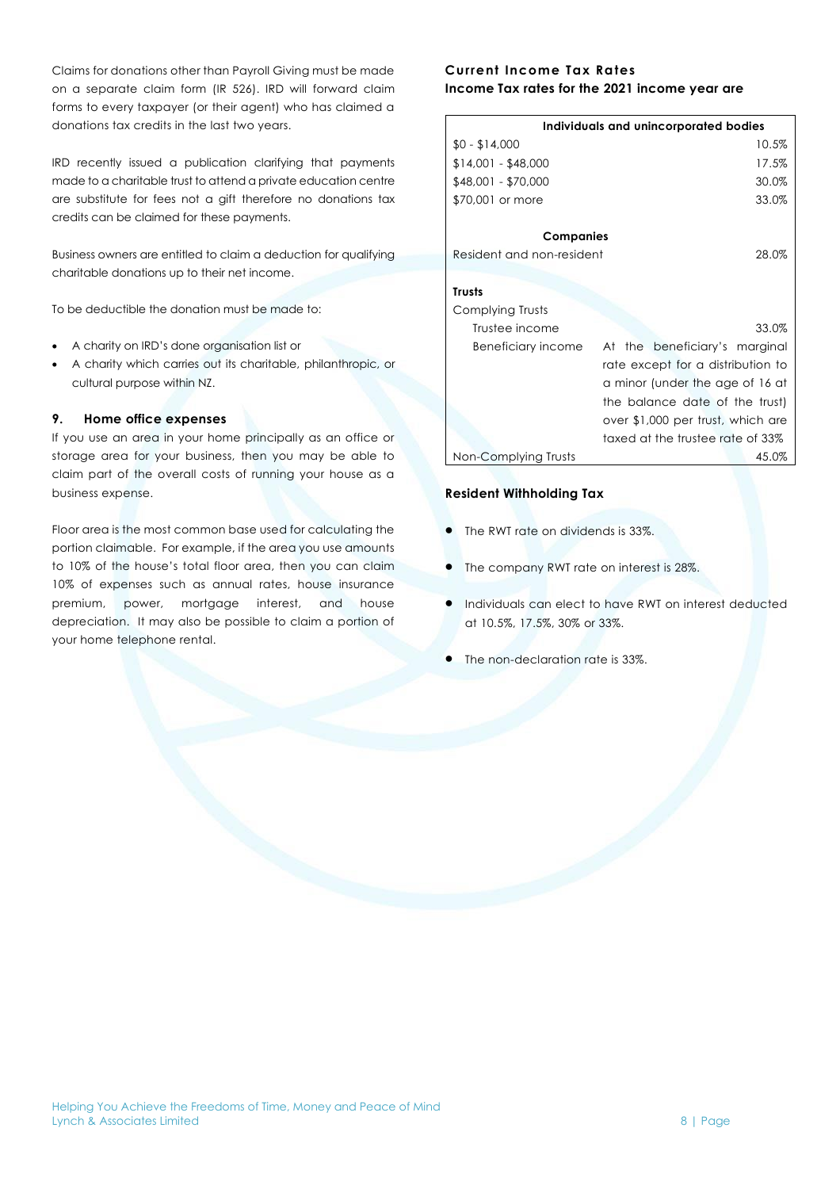Claims for donations other than Payroll Giving must be made on a separate claim form (IR 526). IRD will forward claim forms to every taxpayer (or their agent) who has claimed a donations tax credits in the last two years.

IRD recently issued a publication clarifying that payments made to a charitable trust to attend a private education centre are substitute for fees not a gift therefore no donations tax credits can be claimed for these payments.

Business owners are entitled to claim a deduction for qualifying charitable donations up to their net income.

To be deductible the donation must be made to:

- A charity on IRD's done organisation list or
- A charity which carries out its charitable, philanthropic, or cultural purpose within NZ.

### 9. Home office expenses

If you use an area in your home principally as an office or storage area for your business, then you may be able to claim part of the overall costs of running your house as a business expense.

Floor area is the most common base used for calculating the portion claimable. For example, if the area you use amounts to 10% of the house's total floor area, then you can claim 10% of expenses such as annual rates, house insurance premium, power, mortgage interest, and house depreciation. It may also be possible to claim a portion of your home telephone rental.

## Current Income Tax Rates

**Income Tax rates for the 2021 income year are**

| **Individuals and unincorporated bodies** | |
|---|---|
| $0 - $14,000 | 10.5% |
| $14,001 - $48,000 | 17.5% |
| $48,001 - $70,000 | 30.0% |
| $70,001 or more | 33.0% |
| **Companies** | |
| Resident and non-resident | 28.0% |
| **Trusts** | |
| Complying Trusts | |
| Trustee income | 33.0% |
| Beneficiary income | At the beneficiary's marginal rate except for a distribution to a minor (under the age of 16 at the balance date of the trust) over $1,000 per trust, which are taxed at the trustee rate of 33% |
| Non-Complying Trusts | 45.0% |

### Resident Withholding Tax

- The RWT rate on dividends is 33%.
- The company RWT rate on interest is 28%.
- Individuals can elect to have RWT on interest deducted at 10.5%, 17.5%, 30% or 33%.
- The non-declaration rate is 33%.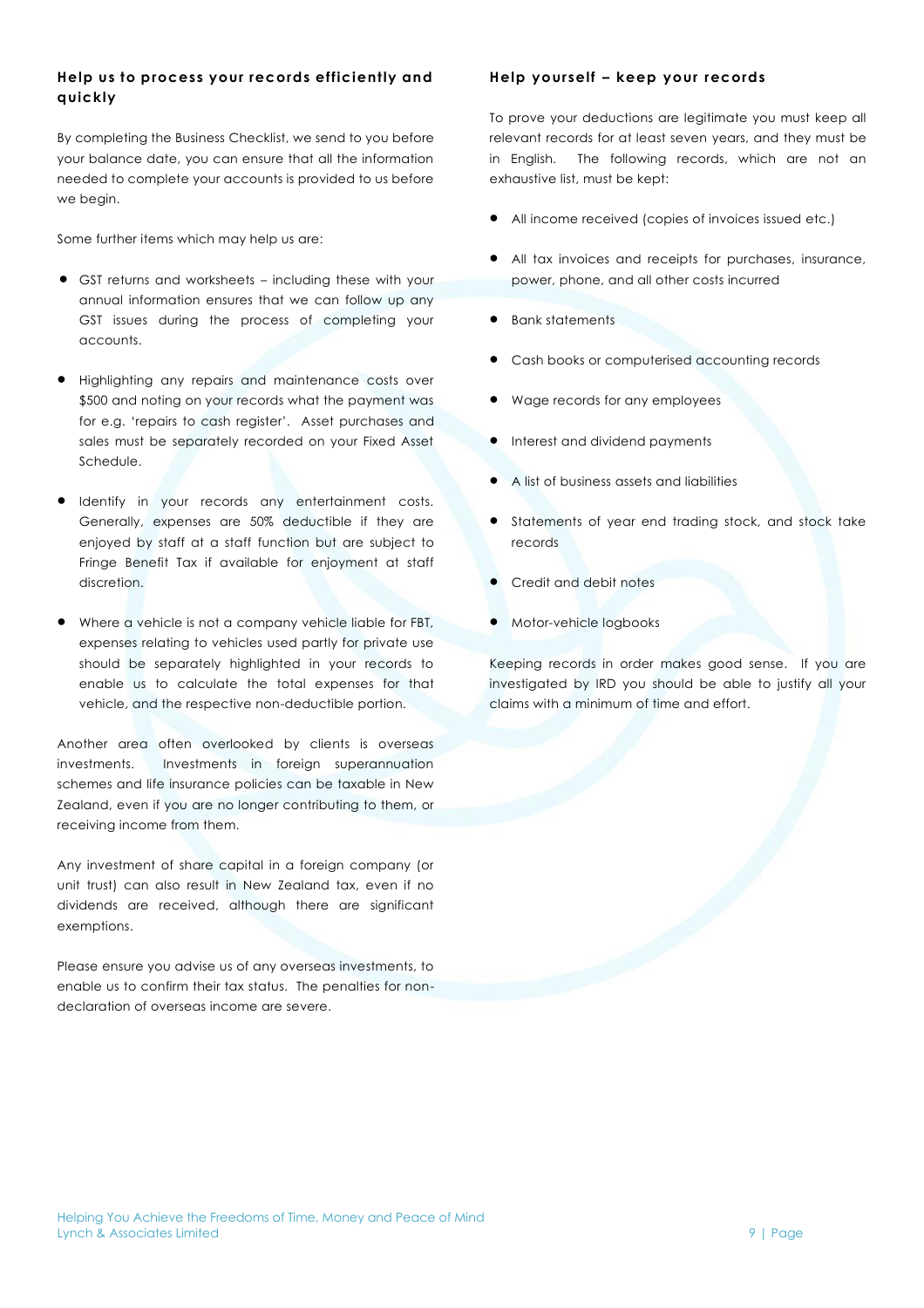## Help us to process your records efficiently and quickly

By completing the Business Checklist, we send to you before your balance date, you can ensure that all the information needed to complete your accounts is provided to us before we begin.

Some further items which may help us are:

- GST returns and worksheets – including these with your annual information ensures that we can follow up any GST issues during the process of completing your accounts.
- Highlighting any repairs and maintenance costs over $500 and noting on your records what the payment was for e.g. 'repairs to cash register'. Asset purchases and sales must be separately recorded on your Fixed Asset Schedule.
- Identify in your records any entertainment costs. Generally, expenses are 50% deductible if they are enjoyed by staff at a staff function but are subject to Fringe Benefit Tax if available for enjoyment at staff discretion.
- Where a vehicle is not a company vehicle liable for FBT, expenses relating to vehicles used partly for private use should be separately highlighted in your records to enable us to calculate the total expenses for that vehicle, and the respective non-deductible portion.

Another area often overlooked by clients is overseas investments. Investments in foreign superannuation schemes and life insurance policies can be taxable in New Zealand, even if you are no longer contributing to them, or receiving income from them.

Any investment of share capital in a foreign company (or unit trust) can also result in New Zealand tax, even if no dividends are received, although there are significant exemptions.

Please ensure you advise us of any overseas investments, to enable us to confirm their tax status. The penalties for non-declaration of overseas income are severe.

## Help yourself – keep your records

To prove your deductions are legitimate you must keep all relevant records for at least seven years, and they must be in English. The following records, which are not an exhaustive list, must be kept:

- All income received (copies of invoices issued etc.)
- All tax invoices and receipts for purchases, insurance, power, phone, and all other costs incurred
- Bank statements
- Cash books or computerised accounting records
- Wage records for any employees
- Interest and dividend payments
- A list of business assets and liabilities
- Statements of year end trading stock, and stock take records
- Credit and debit notes
- Motor-vehicle logbooks

Keeping records in order makes good sense. If you are investigated by IRD you should be able to justify all your claims with a minimum of time and effort.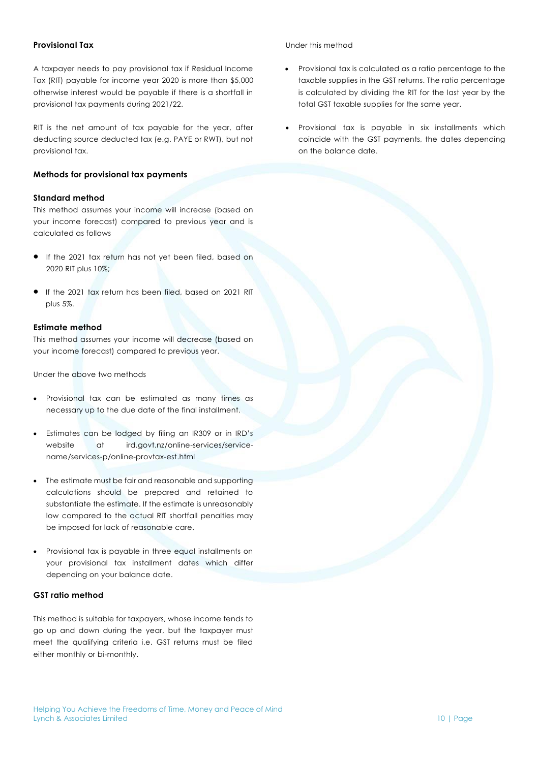## Provisional Tax

A taxpayer needs to pay provisional tax if Residual Income Tax (RIT) payable for income year 2020 is more than $5,000 otherwise interest would be payable if there is a shortfall in provisional tax payments during 2021/22.

RIT is the net amount of tax payable for the year, after deducting source deducted tax (e.g. PAYE or RWT), but not provisional tax.

### Methods for provisional tax payments

#### Standard method

This method assumes your income will increase (based on your income forecast) compared to previous year and is calculated as follows

- If the 2021 tax return has not yet been filed, based on 2020 RIT plus 10%;
- If the 2021 tax return has been filed, based on 2021 RIT plus 5%.

#### Estimate method

This method assumes your income will decrease (based on your income forecast) compared to previous year.

Under the above two methods

- Provisional tax can be estimated as many times as necessary up to the due date of the final installment.
- Estimates can be lodged by filing an IR309 or in IRD's website at ird.govt.nz/online-services/service-name/services-p/online-provtax-est.html
- The estimate must be fair and reasonable and supporting calculations should be prepared and retained to substantiate the estimate. If the estimate is unreasonably low compared to the actual RIT shortfall penalties may be imposed for lack of reasonable care.
- Provisional tax is payable in three equal installments on your provisional tax installment dates which differ depending on your balance date.

#### GST ratio method

This method is suitable for taxpayers, whose income tends to go up and down during the year, but the taxpayer must meet the qualifying criteria i.e. GST returns must be filed either monthly or bi-monthly.

Under this method

- Provisional tax is calculated as a ratio percentage to the taxable supplies in the GST returns. The ratio percentage is calculated by dividing the RIT for the last year by the total GST taxable supplies for the same year.
- Provisional tax is payable in six installments which coincide with the GST payments, the dates depending on the balance date.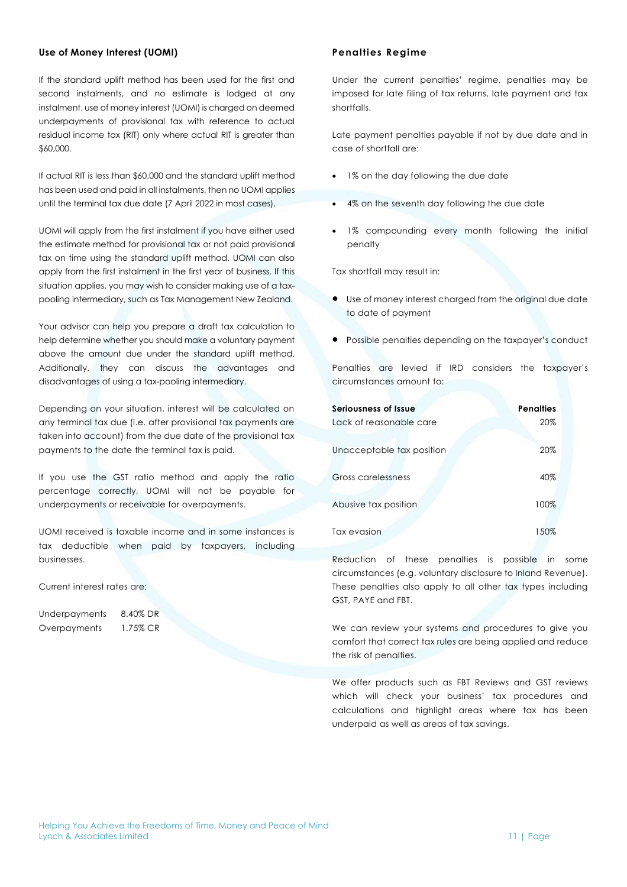## Use of Money Interest (UOMI)

If the standard uplift method has been used for the first and second instalments, and no estimate is lodged at any instalment, use of money interest (UOMI) is charged on deemed underpayments of provisional tax with reference to actual residual income tax (RIT) only where actual RIT is greater than $60,000.

If actual RIT is less than $60,000 and the standard uplift method has been used and paid in all instalments, then no UOMI applies until the terminal tax due date (7 April 2022 in most cases).

UOMI will apply from the first instalment if you have either used the estimate method for provisional tax or not paid provisional tax on time using the standard uplift method. UOMI can also apply from the first instalment in the first year of business. If this situation applies, you may wish to consider making use of a tax-pooling intermediary, such as Tax Management New Zealand.

Your advisor can help you prepare a draft tax calculation to help determine whether you should make a voluntary payment above the amount due under the standard uplift method. Additionally, they can discuss the advantages and disadvantages of using a tax-pooling intermediary.

Depending on your situation, interest will be calculated on any terminal tax due (i.e. after provisional tax payments are taken into account) from the due date of the provisional tax payments to the date the terminal tax is paid.

If you use the GST ratio method and apply the ratio percentage correctly, UOMI will not be payable for underpayments or receivable for overpayments.

UOMI received is taxable income and in some instances is tax deductible when paid by taxpayers, including businesses.

Current interest rates are:

| | |
|---|---|
| Underpayments | 8.40% DR |
| Overpayments | 1.75% CR |

## Penalties Regime

Under the current penalties' regime, penalties may be imposed for late filing of tax returns, late payment and tax shortfalls.

Late payment penalties payable if not by due date and in case of shortfall are:

- 1% on the day following the due date
- 4% on the seventh day following the due date
- 1% compounding every month following the initial penalty

Tax shortfall may result in:

- Use of money interest charged from the original due date to date of payment
- Possible penalties depending on the taxpayer's conduct

Penalties are levied if IRD considers the taxpayer's circumstances amount to:

| Seriousness of Issue | Penalties |
|---|---|
| Lack of reasonable care | 20% |
| Unacceptable tax position | 20% |
| Gross carelessness | 40% |
| Abusive tax position | 100% |
| Tax evasion | 150% |

Reduction of these penalties is possible in some circumstances (e.g. voluntary disclosure to Inland Revenue). These penalties also apply to all other tax types including GST, PAYE and FBT.

We can review your systems and procedures to give you comfort that correct tax rules are being applied and reduce the risk of penalties.

We offer products such as FBT Reviews and GST reviews which will check your business' tax procedures and calculations and highlight areas where tax has been underpaid as well as areas of tax savings.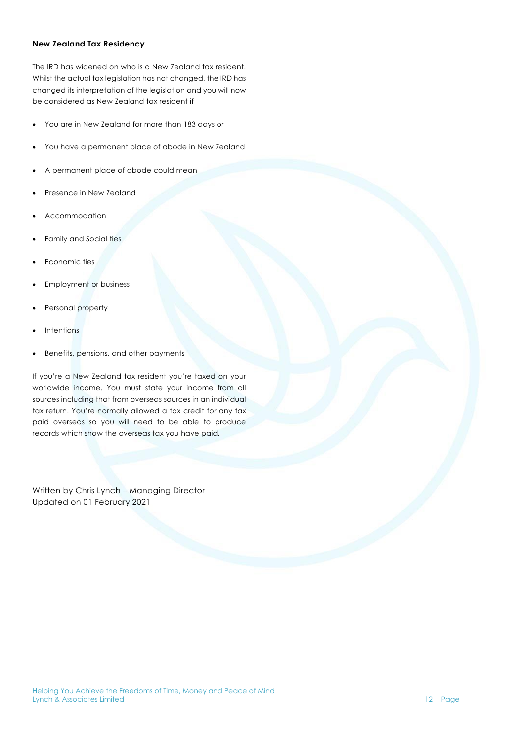**New Zealand Tax Residency**

The IRD has widened on who is a New Zealand tax resident. Whilst the actual tax legislation has not changed, the IRD has changed its interpretation of the legislation and you will now be considered as New Zealand tax resident if

- You are in New Zealand for more than 183 days or
- You have a permanent place of abode in New Zealand
- A permanent place of abode could mean
- Presence in New Zealand
- Accommodation
- Family and Social ties
- Economic ties
- Employment or business
- Personal property
- Intentions
- Benefits, pensions, and other payments

If you're a New Zealand tax resident you're taxed on your worldwide income. You must state your income from all sources including that from overseas sources in an individual tax return. You're normally allowed a tax credit for any tax paid overseas so you will need to be able to produce records which show the overseas tax you have paid.

Written by Chris Lynch – Managing Director
Updated on 01 February 2021